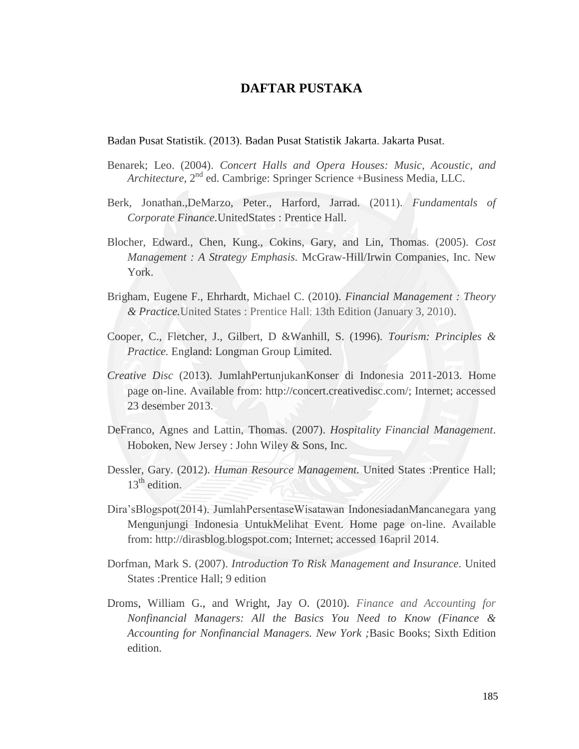# DAFTAR PUSTAKA

Badan Pusat Statistik. (2013). Badan Pusat Statistik Jakarta. Jakarta Pusat.

Benarek; Leo. (2004). *Concert Halls and Opera Houses: Music, Acoustic, and Architecture*, 2nd ed. Cambrige: Springer Scrience +Business Media, LLC.

Berk, Jonathan.,DeMarzo, Peter., Harford, Jarrad. (2011). *Fundamentals of Corporate Finance.*UnitedStates : Prentice Hall.

Blocher, Edward., Chen, Kung., Cokins, Gary, and Lin, Thomas. (2005). *Cost Management : A Strategy Emphasis.* McGraw-Hill/Irwin Companies, Inc. New York.

Brigham, Eugene F., Ehrhardt, Michael C. (2010). *Financial Management : Theory & Practice.*United States : Prentice Hall; 13th Edition (January 3, 2010).

Cooper, C., Fletcher, J., Gilbert, D &Wanhill, S. (1996). *Tourism: Principles & Practice.* England: Longman Group Limited.

*Creative Disc* (2013). JumlahPertunjukanKonser di Indonesia 2011-2013. Home page on-line. Available from: http://concert.creativedisc.com/; Internet; accessed 23 desember 2013.

DeFranco, Agnes and Lattin, Thomas. (2007). *Hospitality Financial Management*. Hoboken, New Jersey : John Wiley & Sons, Inc.

Dessler, Gary. (2012). *Human Resource Management.* United States :Prentice Hall; 13th edition.

Dira'sBlogspot(2014). JumlahPersentaseWisatawan IndonesiadanMancanegara yang Mengunjungi Indonesia UntukMelihat Event. Home page on-line. Available from: http://dirasblog.blogspot.com; Internet; accessed 16april 2014.

Dorfman, Mark S. (2007). *Introduction To Risk Management and Insurance*. United States :Prentice Hall; 9 edition

Droms, William G., and Wright, Jay O. (2010). *Finance and Accounting for Nonfinancial Managers: All the Basics You Need to Know (Finance & Accounting for Nonfinancial Managers. New York ;*Basic Books; Sixth Edition edition.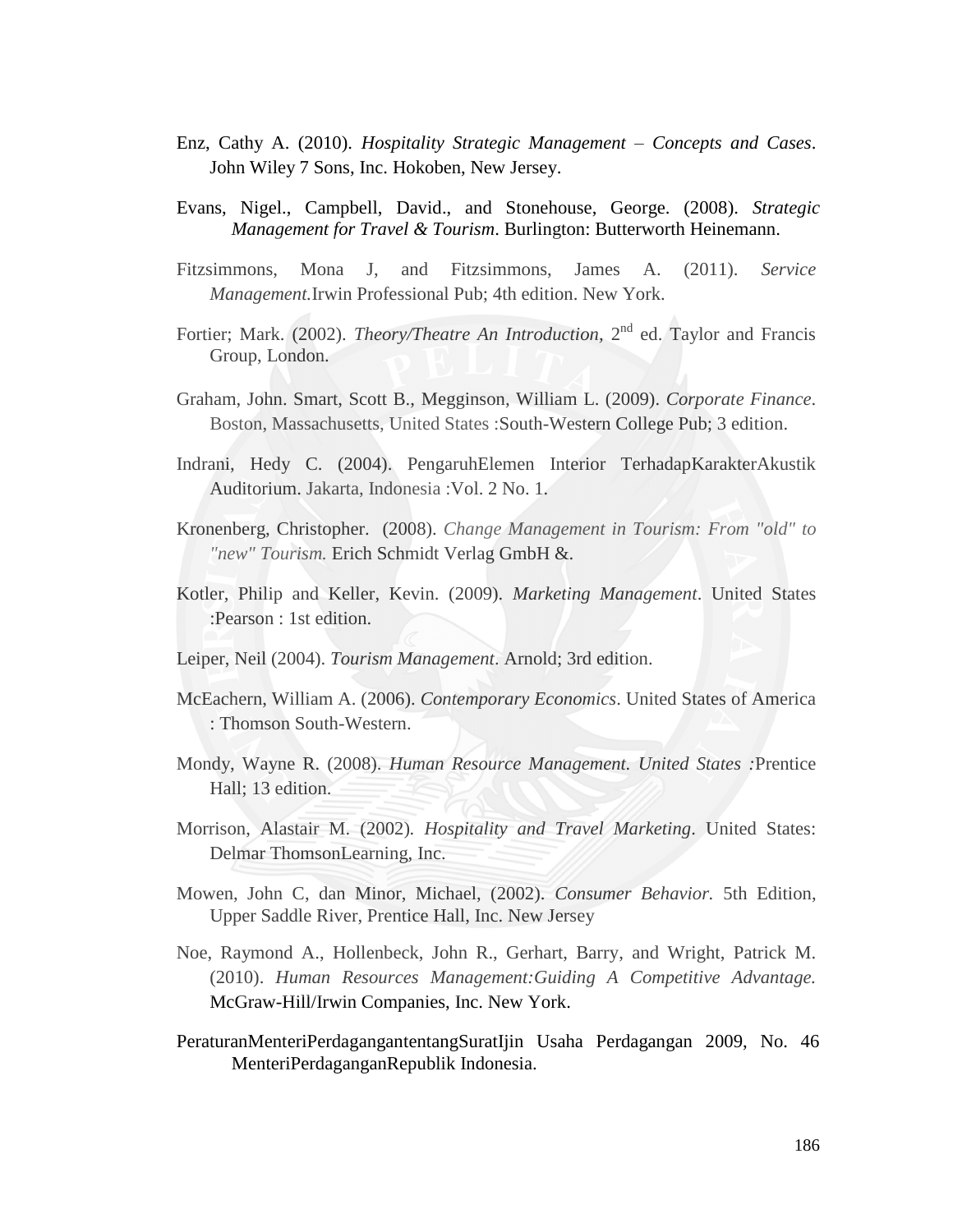Enz, Cathy A. (2010). *Hospitality Strategic Management – Concepts and Cases*. John Wiley 7 Sons, Inc. Hokoben, New Jersey.

Evans, Nigel., Campbell, David., and Stonehouse, George. (2008). *Strategic Management for Travel & Tourism*. Burlington: Butterworth Heinemann.

Fitzsimmons, Mona J, and Fitzsimmons, James A. (2011). *Service Management.*Irwin Professional Pub; 4th edition. New York.

Fortier; Mark. (2002). *Theory/Theatre An Introduction*, 2nd ed. Taylor and Francis Group, London.

Graham, John. Smart, Scott B., Megginson, William L. (2009). *Corporate Finance*. Boston, Massachusetts, United States :South-Western College Pub; 3 edition.

Indrani, Hedy C. (2004). PengaruhElemen Interior TerhadapKarakterAkustik Auditorium. Jakarta, Indonesia :Vol. 2 No. 1.

Kronenberg, Christopher. (2008). *Change Management in Tourism: From "old" to "new" Tourism.* Erich Schmidt Verlag GmbH &.

Kotler, Philip and Keller, Kevin. (2009). *Marketing Management*. United States :Pearson : 1st edition.

Leiper, Neil (2004). *Tourism Management*. Arnold; 3rd edition.

McEachern, William A. (2006). *Contemporary Economics*. United States of America : Thomson South-Western.

Mondy, Wayne R. (2008). *Human Resource Management. United States :*Prentice Hall; 13 edition.

Morrison, Alastair M. (2002). *Hospitality and Travel Marketing*. United States: Delmar ThomsonLearning, Inc.

Mowen, John C, dan Minor, Michael, (2002). *Consumer Behavior.* 5th Edition, Upper Saddle River, Prentice Hall, Inc. New Jersey

Noe, Raymond A., Hollenbeck, John R., Gerhart, Barry, and Wright, Patrick M. (2010). *Human Resources Management:Guiding A Competitive Advantage.* McGraw-Hill/Irwin Companies, Inc. New York.

PeraturanMenteriPerdagangantentangSuratIjin Usaha Perdagangan 2009, No. 46 MenteriPerdaganganRepublik Indonesia.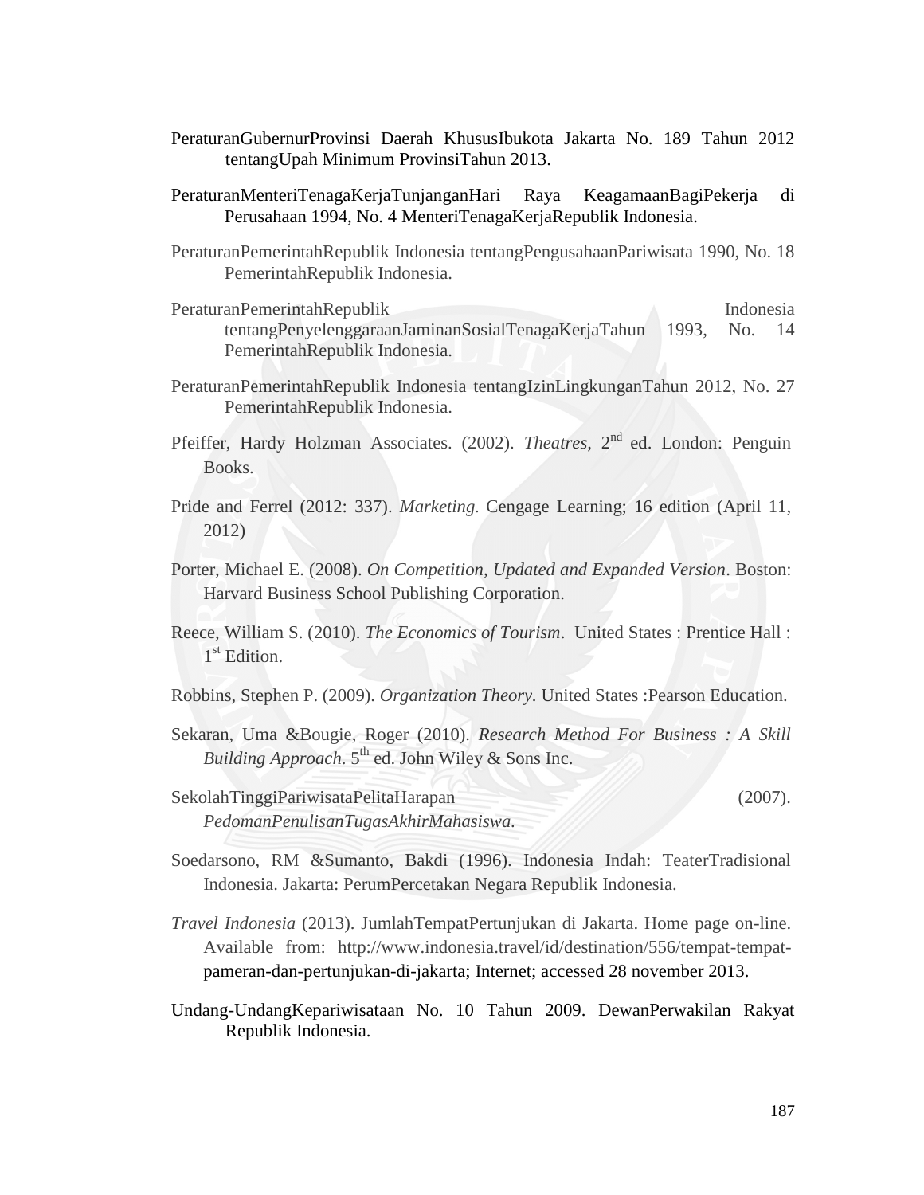PeraturanGubernurProvinsi Daerah KhususIbukota Jakarta No. 189 Tahun 2012 tentangUpah Minimum ProvinsiTahun 2013.

PeraturanMenteriTenagaKerjaTunjanganHari Raya KeagamaanBagiPekerja di Perusahaan 1994, No. 4 MenteriTenagaKerjaRepublik Indonesia.

PeraturanPemerintahRepublik Indonesia tentangPengusahaanPariwisata 1990, No. 18 PemerintahRepublik Indonesia.

PeraturanPemerintahRepublik Indonesia tentangPenyelenggaraanJaminanSosialTenagaKerjaTahun 1993, No. 14 PemerintahRepublik Indonesia.

PeraturanPemerintahRepublik Indonesia tentangIzinLingkunganTahun 2012, No. 27 PemerintahRepublik Indonesia.

Pfeiffer, Hardy Holzman Associates. (2002). *Theatres*, 2nd ed. London: Penguin Books.

Pride and Ferrel (2012: 337). *Marketing*. Cengage Learning; 16 edition (April 11, 2012)

Porter, Michael E. (2008). *On Competition, Updated and Expanded Version*. Boston: Harvard Business School Publishing Corporation.

Reece, William S. (2010). *The Economics of Tourism*. United States : Prentice Hall : 1st Edition.

Robbins, Stephen P. (2009). *Organization Theory*. United States :Pearson Education.

Sekaran, Uma &Bougie, Roger (2010). *Research Method For Business : A Skill Building Approach*. 5th ed. John Wiley & Sons Inc.

SekolahTinggiPariwisataPelitaHarapan (2007). *PedomanPenulisanTugasAkhirMahasiswa.*

Soedarsono, RM &Sumanto, Bakdi (1996). Indonesia Indah: TeaterTradisional Indonesia. Jakarta: PerumPercetakan Negara Republik Indonesia.

*Travel Indonesia* (2013). JumlahTempatPertunjukan di Jakarta. Home page on-line. Available from: http://www.indonesia.travel/id/destination/556/tempat-tempat-pameran-dan-pertunjukan-di-jakarta; Internet; accessed 28 november 2013.

Undang-UndangKepariwisataan No. 10 Tahun 2009. DewanPerwakilan Rakyat Republik Indonesia.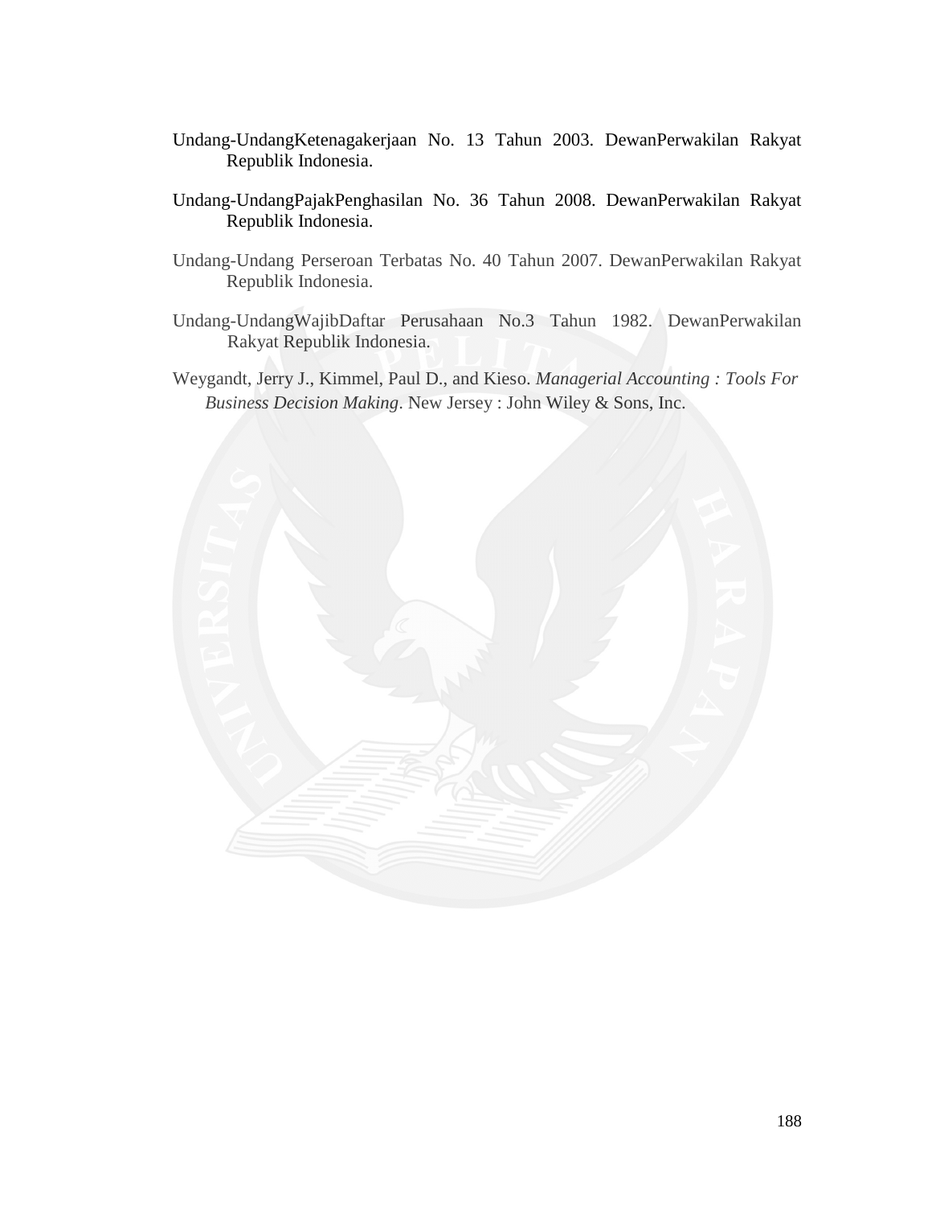Undang-UndangKetenagakerjaan No. 13 Tahun 2003. DewanPerwakilan Rakyat Republik Indonesia.

Undang-UndangPajakPenghasilan No. 36 Tahun 2008. DewanPerwakilan Rakyat Republik Indonesia.

Undang-Undang Perseroan Terbatas No. 40 Tahun 2007. DewanPerwakilan Rakyat Republik Indonesia.

Undang-UndangWajibDaftar Perusahaan No.3 Tahun 1982. DewanPerwakilan Rakyat Republik Indonesia.

Weygandt, Jerry J., Kimmel, Paul D., and Kieso. *Managerial Accounting : Tools For Business Decision Making*. New Jersey : John Wiley & Sons, Inc.